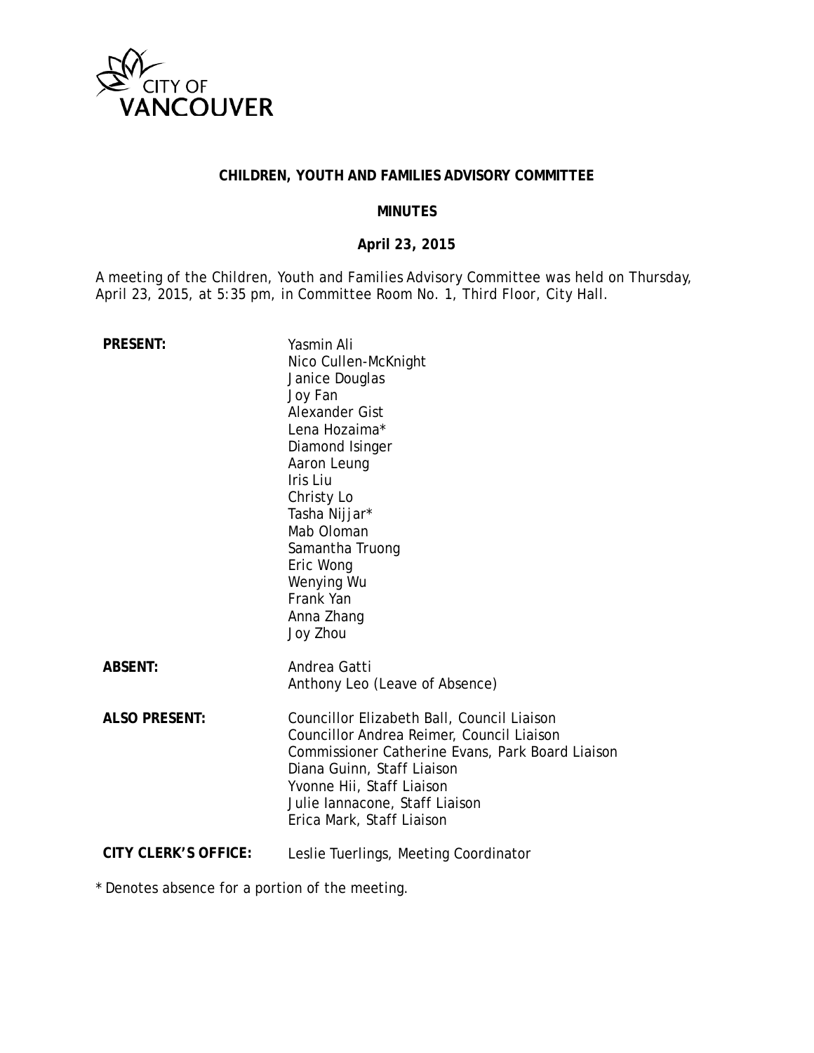CITY OF VANCOUVER

# CHILDREN, YOUTH AND FAMILIES ADVISORY COMMITTEE

## MINUTES

## April 23, 2015

A meeting of the Children, Youth and Families Advisory Committee was held on Thursday, April 23, 2015, at 5:35 pm, in Committee Room No. 1, Third Floor, City Hall.

**PRESENT:**
Yasmin Ali
Nico Cullen-McKnight
Janice Douglas
Joy Fan
Alexander Gist
Lena Hozaima*
Diamond Isinger
Aaron Leung
Iris Liu
Christy Lo
Tasha Nijjar*
Mab Oloman
Samantha Truong
Eric Wong
Wenying Wu
Frank Yan
Anna Zhang
Joy Zhou

**ABSENT:**
Andrea Gatti
Anthony Leo (Leave of Absence)

**ALSO PRESENT:**
Councillor Elizabeth Ball, Council Liaison
Councillor Andrea Reimer, Council Liaison
Commissioner Catherine Evans, Park Board Liaison
Diana Guinn, Staff Liaison
Yvonne Hii, Staff Liaison
Julie Iannacone, Staff Liaison
Erica Mark, Staff Liaison

**CITY CLERK'S OFFICE:**
Leslie Tuerlings, Meeting Coordinator

* Denotes absence for a portion of the meeting.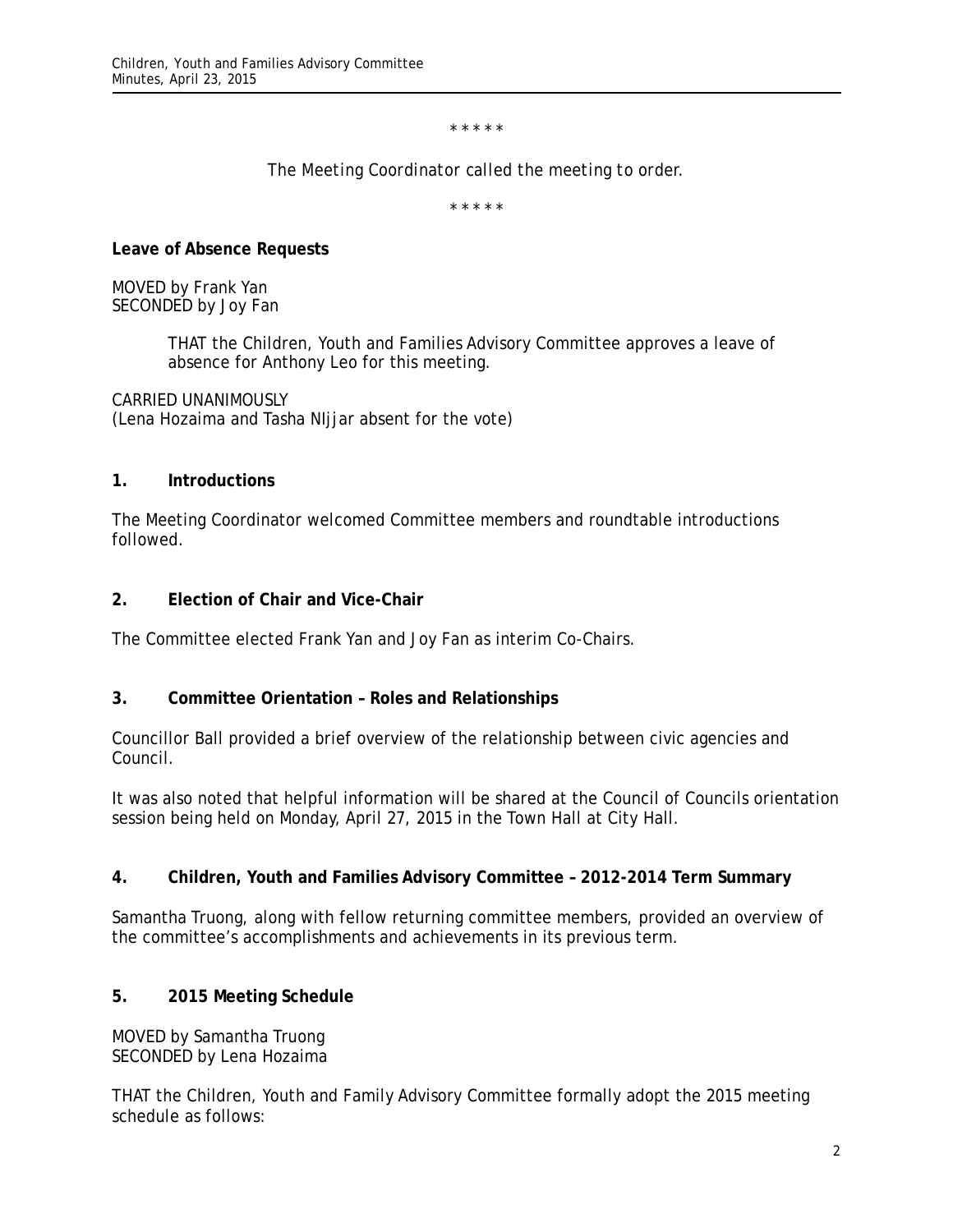\* \* \* \* \*

*The Meeting Coordinator called the meeting to order.*

\* \* \* \* \*

**Leave of Absence Requests**

MOVED by Frank Yan
SECONDED by Joy Fan

> THAT the Children, Youth and Families Advisory Committee approves a leave of absence for Anthony Leo for this meeting.

CARRIED UNANIMOUSLY
(Lena Hozaima and Tasha NIjjar absent for the vote)

**1. Introductions**

The Meeting Coordinator welcomed Committee members and roundtable introductions followed.

**2. Election of Chair and Vice-Chair**

The Committee elected Frank Yan and Joy Fan as interim Co-Chairs.

**3. Committee Orientation – Roles and Relationships**

Councillor Ball provided a brief overview of the relationship between civic agencies and Council.

It was also noted that helpful information will be shared at the Council of Councils orientation session being held on Monday, April 27, 2015 in the Town Hall at City Hall.

**4. Children, Youth and Families Advisory Committee – 2012-2014 Term Summary**

Samantha Truong, along with fellow returning committee members, provided an overview of the committee's accomplishments and achievements in its previous term.

**5. 2015 Meeting Schedule**

MOVED by Samantha Truong
SECONDED by Lena Hozaima

THAT the Children, Youth and Family Advisory Committee formally adopt the 2015 meeting schedule as follows: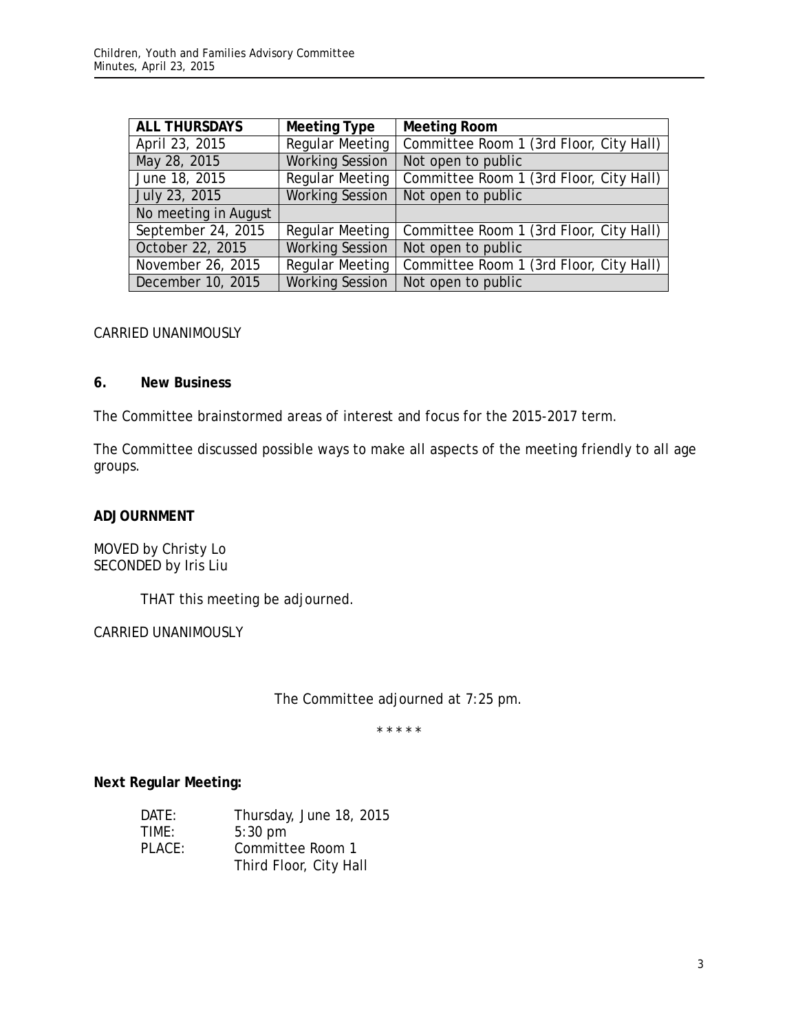| ALL THURSDAYS | Meeting Type | Meeting Room |
|---|---|---|
| April 23, 2015 | Regular Meeting | Committee Room 1 (3rd Floor, City Hall) |
| May 28, 2015 | Working Session | Not open to public |
| June 18, 2015 | Regular Meeting | Committee Room 1 (3rd Floor, City Hall) |
| July 23, 2015 | Working Session | Not open to public |
| No meeting in August | | |
| September 24, 2015 | Regular Meeting | Committee Room 1 (3rd Floor, City Hall) |
| October 22, 2015 | Working Session | Not open to public |
| November 26, 2015 | Regular Meeting | Committee Room 1 (3rd Floor, City Hall) |
| December 10, 2015 | Working Session | Not open to public |

CARRIED UNANIMOUSLY

**6. New Business**

The Committee brainstormed areas of interest and focus for the 2015-2017 term.

The Committee discussed possible ways to make all aspects of the meeting friendly to all age groups.

**ADJOURNMENT**

MOVED by Christy Lo
SECONDED by Iris Liu

THAT this meeting be adjourned.

CARRIED UNANIMOUSLY

The Committee adjourned at 7:25 pm.

* * * * *

**Next Regular Meeting:**

DATE: Thursday, June 18, 2015
TIME: 5:30 pm
PLACE: Committee Room 1
Third Floor, City Hall